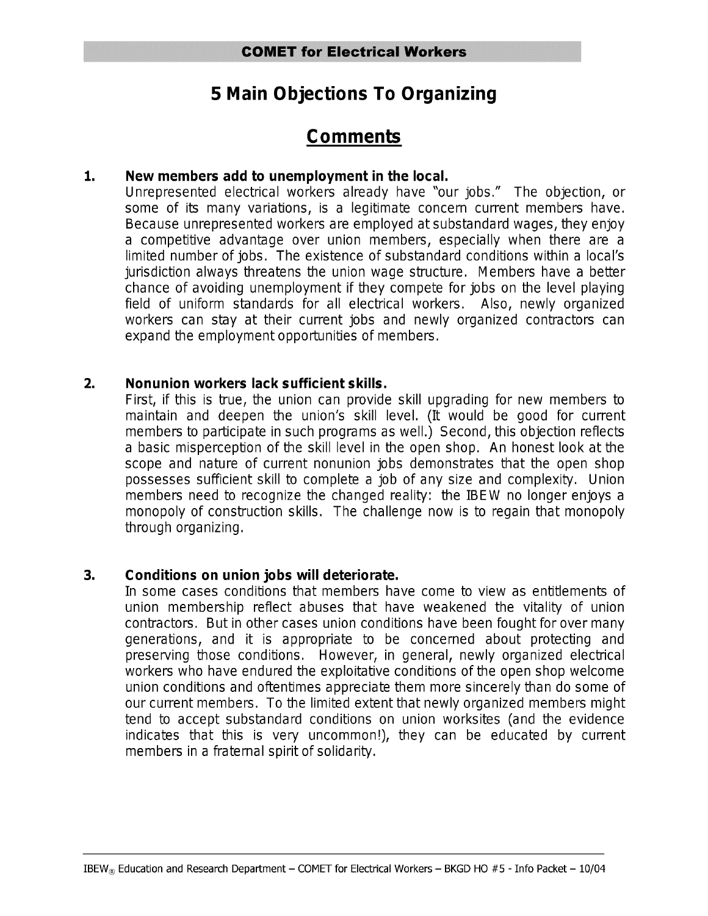# 5 Main Objections To Organizing

## Comments

1. **New members add to unemployment in the local.**
   Unrepresented electrical workers already have "our jobs." The objection, or some of its many variations, is a legitimate concern current members have. Because unrepresented workers are employed at substandard wages, they enjoy a competitive advantage over union members, especially when there are a limited number of jobs. The existence of substandard conditions within a local's jurisdiction always threatens the union wage structure. Members have a better chance of avoiding unemployment if they compete for jobs on the level playing field of uniform standards for all electrical workers. Also, newly organized workers can stay at their current jobs and newly organized contractors can expand the employment opportunities of members.

2. **Nonunion workers lack sufficient skills.**
   First, if this is true, the union can provide skill upgrading for new members to maintain and deepen the union's skill level. (It would be good for current members to participate in such programs as well.) Second, this objection reflects a basic misperception of the skill level in the open shop. An honest look at the scope and nature of current nonunion jobs demonstrates that the open shop possesses sufficient skill to complete a job of any size and complexity. Union members need to recognize the changed reality: the IBEW no longer enjoys a monopoly of construction skills. The challenge now is to regain that monopoly through organizing.

3. **Conditions on union jobs will deteriorate.**
   In some cases conditions that members have come to view as entitlements of union membership reflect abuses that have weakened the vitality of union contractors. But in other cases union conditions have been fought for over many generations, and it is appropriate to be concerned about protecting and preserving those conditions. However, in general, newly organized electrical workers who have endured the exploitative conditions of the open shop welcome union conditions and oftentimes appreciate them more sincerely than do some of our current members. To the limited extent that newly organized members might tend to accept substandard conditions on union worksites (and the evidence indicates that this is very uncommon!), they can be educated by current members in a fraternal spirit of solidarity.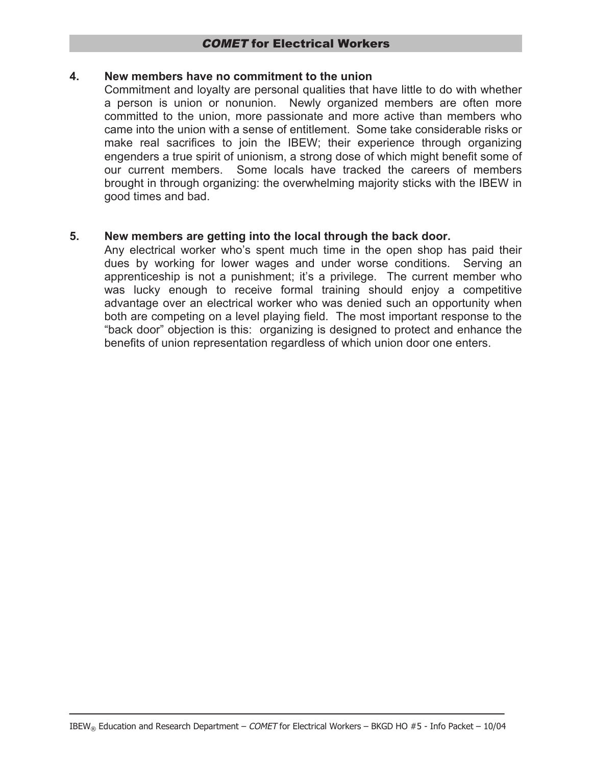**4. New members have no commitment to the union**

Commitment and loyalty are personal qualities that have little to do with whether a person is union or nonunion. Newly organized members are often more committed to the union, more passionate and more active than members who came into the union with a sense of entitlement. Some take considerable risks or make real sacrifices to join the IBEW; their experience through organizing engenders a true spirit of unionism, a strong dose of which might benefit some of our current members. Some locals have tracked the careers of members brought in through organizing: the overwhelming majority sticks with the IBEW in good times and bad.

**5. New members are getting into the local through the back door.**

Any electrical worker who's spent much time in the open shop has paid their dues by working for lower wages and under worse conditions. Serving an apprenticeship is not a punishment; it's a privilege. The current member who was lucky enough to receive formal training should enjoy a competitive advantage over an electrical worker who was denied such an opportunity when both are competing on a level playing field. The most important response to the "back door" objection is this: organizing is designed to protect and enhance the benefits of union representation regardless of which union door one enters.